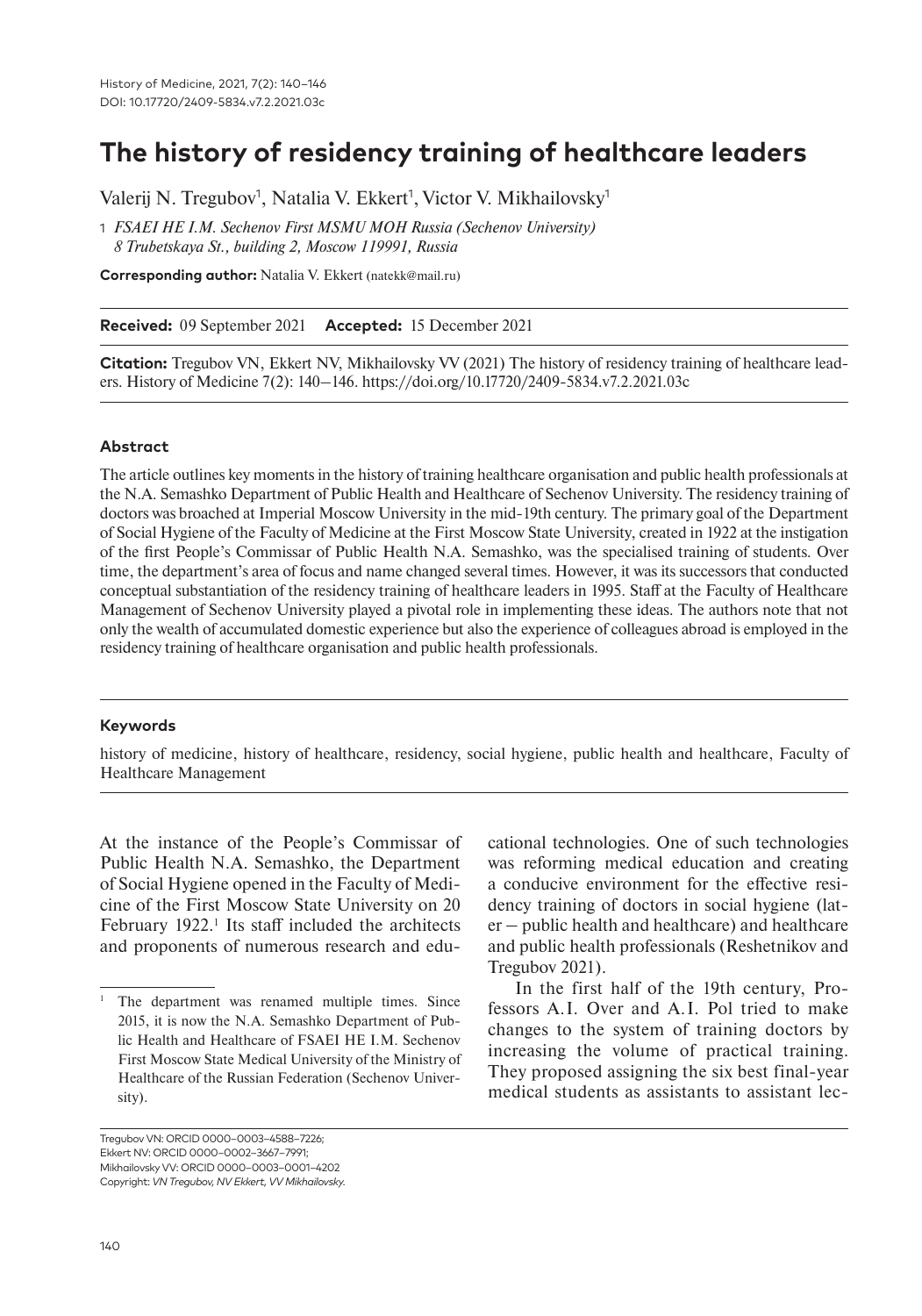# The history of residency training of healthcare leaders

Valerij N. Tregubov[1], Natalia V. Ekkert[1], Victor V. Mikhailovsky[1]

1 *FSAEI HE I.M. Sechenov First MSMU MOH Russia (Sechenov University) 8 Trubetskaya St., building 2, Moscow 119991, Russia*

**Corresponding author:** Natalia V. Ekkert (natekk@mail.ru)

**Received:** 09 September 2021 **Accepted:** 15 December 2021

**Citation:** Tregubov VN, Ekkert NV, Mikhailovsky VV (2021) The history of residency training of healthcare leaders. History of Medicine 7(2): 140–146. https://doi.org/10.17720/2409-5834.v7.2.2021.03c

#### Abstract

The article outlines key moments in the history of training healthcare organisation and public health professionals at the N.A. Semashko Department of Public Health and Healthcare of Sechenov University. The residency training of doctors was broached at Imperial Moscow University in the mid-19th century. The primary goal of the Department of Social Hygiene of the Faculty of Medicine at the First Moscow State University, created in 1922 at the instigation of the first People's Commissar of Public Health N.A. Semashko, was the specialised training of students. Over time, the department's area of focus and name changed several times. However, it was its successors that conducted conceptual substantiation of the residency training of healthcare leaders in 1995. Staff at the Faculty of Healthcare Management of Sechenov University played a pivotal role in implementing these ideas. The authors note that not only the wealth of accumulated domestic experience but also the experience of colleagues abroad is employed in the residency training of healthcare organisation and public health professionals.

#### Keywords

history of medicine, history of healthcare, residency, social hygiene, public health and healthcare, Faculty of Healthcare Management

At the instance of the People's Commissar of Public Health N.A. Semashko, the Department of Social Hygiene opened in the Faculty of Medicine of the First Moscow State University on 20 February 1922.[1] Its staff included the architects and proponents of numerous research and educational technologies. One of such technologies was reforming medical education and creating a conducive environment for the effective residency training of doctors in social hygiene (later – public health and healthcare) and healthcare and public health professionals (Reshetnikov and Tregubov 2021).

In the first half of the 19th century, Professors A.I. Over and A.I. Pol tried to make changes to the system of training doctors by increasing the volume of practical training. They proposed assigning the six best final-year medical students as assistants to assistant lec-

[1] The department was renamed multiple times. Since 2015, it is now the N.A. Semashko Department of Public Health and Healthcare of FSAEI HE I.M. Sechenov First Moscow State Medical University of the Ministry of Healthcare of the Russian Federation (Sechenov University).

Tregubov VN: ORCID 0000–0003–4588–7226;
Ekkert NV: ORCID 0000–0002–3667–7991;
Mikhailovsky VV: ORCID 0000–0003–0001–4202
Copyright: *VN Tregubov, NV Ekkert, VV Mikhailovsky.*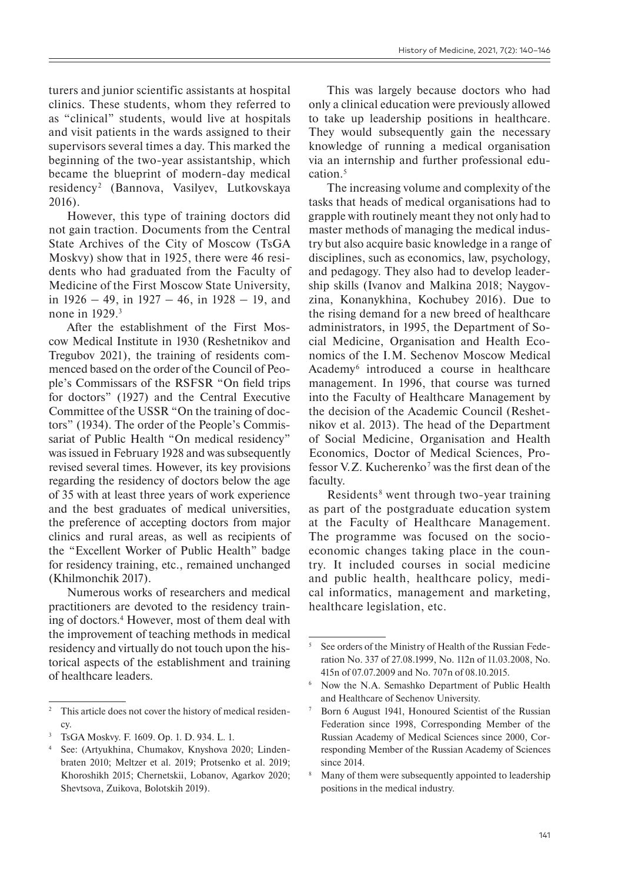turers and junior scientific assistants at hospital clinics. These students, whom they referred to as "clinical" students, would live at hospitals and visit patients in the wards assigned to their supervisors several times a day. This marked the beginning of the two-year assistantship, which became the blueprint of modern-day medical residency[2] (Bannova, Vasilyev, Lutkovskaya 2016).

However, this type of training doctors did not gain traction. Documents from the Central State Archives of the City of Moscow (TsGA Moskvy) show that in 1925, there were 46 residents who had graduated from the Faculty of Medicine of the First Moscow State University, in 1926 – 49, in 1927 – 46, in 1928 – 19, and none in 1929.[3]

After the establishment of the First Moscow Medical Institute in 1930 (Reshetnikov and Tregubov 2021), the training of residents commenced based on the order of the Council of People's Commissars of the RSFSR "On field trips for doctors" (1927) and the Central Executive Committee of the USSR "On the training of doctors" (1934). The order of the People's Commissariat of Public Health "On medical residency" was issued in February 1928 and was subsequently revised several times. However, its key provisions regarding the residency of doctors below the age of 35 with at least three years of work experience and the best graduates of medical universities, the preference of accepting doctors from major clinics and rural areas, as well as recipients of the "Excellent Worker of Public Health" badge for residency training, etc., remained unchanged (Khilmonchik 2017).

Numerous works of researchers and medical practitioners are devoted to the residency training of doctors.[4] However, most of them deal with the improvement of teaching methods in medical residency and virtually do not touch upon the historical aspects of the establishment and training of healthcare leaders.

This was largely because doctors who had only a clinical education were previously allowed to take up leadership positions in healthcare. They would subsequently gain the necessary knowledge of running a medical organisation via an internship and further professional education.[5]

The increasing volume and complexity of the tasks that heads of medical organisations had to grapple with routinely meant they not only had to master methods of managing the medical industry but also acquire basic knowledge in a range of disciplines, such as economics, law, psychology, and pedagogy. They also had to develop leadership skills (Ivanov and Malkina 2018; Naygovzina, Konanykhina, Kochubey 2016). Due to the rising demand for a new breed of healthcare administrators, in 1995, the Department of Social Medicine, Organisation and Health Economics of the I.M. Sechenov Moscow Medical Academy[6] introduced a course in healthcare management. In 1996, that course was turned into the Faculty of Healthcare Management by the decision of the Academic Council (Reshetnikov et al. 2013). The head of the Department of Social Medicine, Organisation and Health Economics, Doctor of Medical Sciences, Professor V.Z. Kucherenko[7] was the first dean of the faculty.

Residents[8] went through two-year training as part of the postgraduate education system at the Faculty of Healthcare Management. The programme was focused on the socio-economic changes taking place in the country. It included courses in social medicine and public health, healthcare policy, medical informatics, management and marketing, healthcare legislation, etc.

---

[2] This article does not cover the history of medical residency.

[3] TsGA Moskvy. F. 1609. Op. 1. D. 934. L. 1.

[4] See: (Artyukhina, Chumakov, Knyshova 2020; Lindenbraten 2010; Meltzer et al. 2019; Protsenko et al. 2019; Khoroshikh 2015; Chernetskii, Lobanov, Agarkov 2020; Shevtsova, Zuikova, Bolotskih 2019).

[5] See orders of the Ministry of Health of the Russian Federation No. 337 of 27.08.1999, No. 112n of 11.03.2008, No. 415n of 07.07.2009 and No. 707n of 08.10.2015.

[6] Now the N.A. Semashko Department of Public Health and Healthcare of Sechenov University.

[7] Born 6 August 1941, Honoured Scientist of the Russian Federation since 1998, Corresponding Member of the Russian Academy of Medical Sciences since 2000, Corresponding Member of the Russian Academy of Sciences since 2014.

[8] Many of them were subsequently appointed to leadership positions in the medical industry.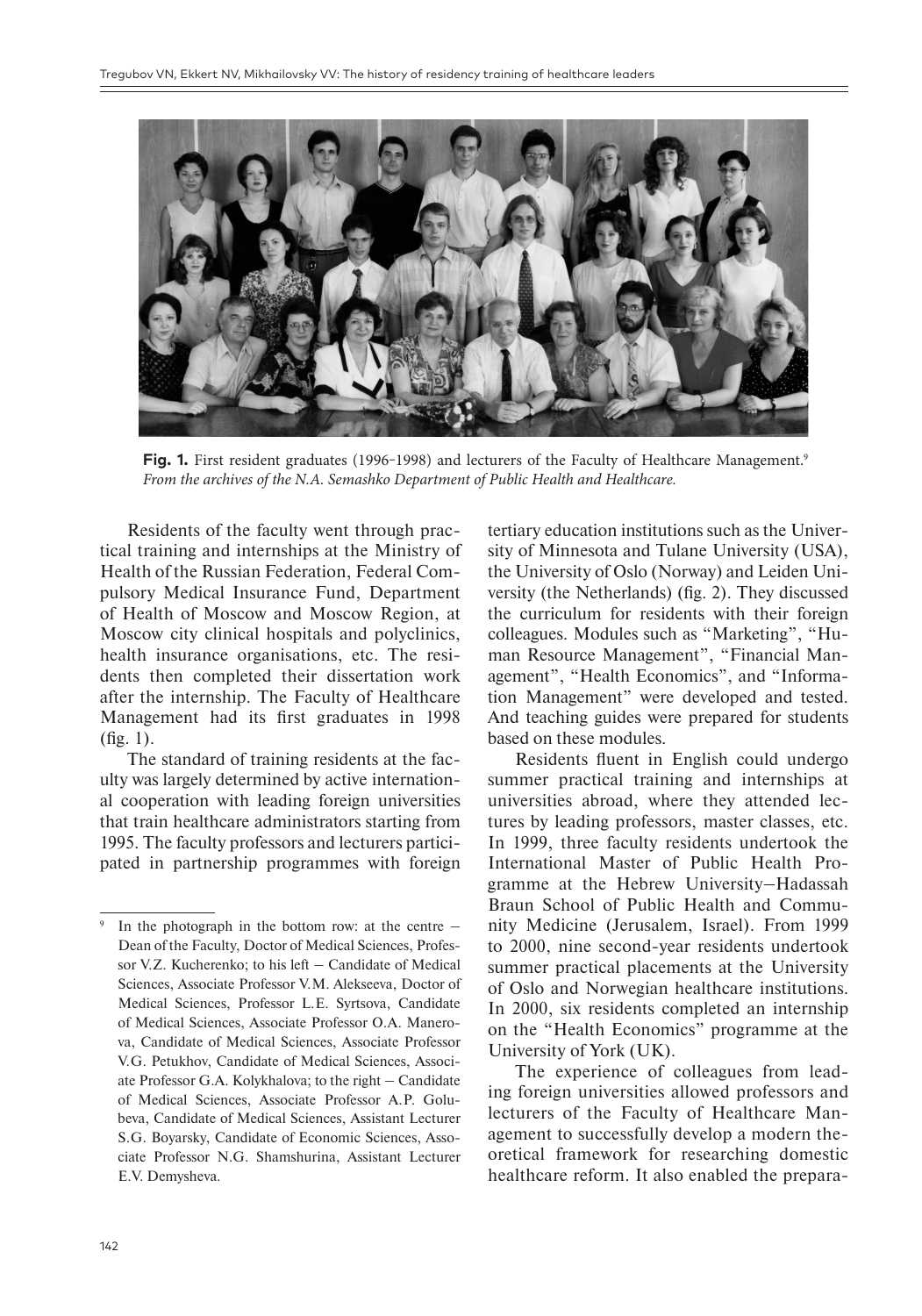**Fig. 1.** First resident graduates (1996–1998) and lecturers of the Faculty of Healthcare Management.[9]
*From the archives of the N.A. Semashko Department of Public Health and Healthcare.*

Residents of the faculty went through practical training and internships at the Ministry of Health of the Russian Federation, Federal Compulsory Medical Insurance Fund, Department of Health of Moscow and Moscow Region, at Moscow city clinical hospitals and polyclinics, health insurance organisations, etc. The residents then completed their dissertation work after the internship. The Faculty of Healthcare Management had its first graduates in 1998 (fig. 1).

The standard of training residents at the faculty was largely determined by active international cooperation with leading foreign universities that train healthcare administrators starting from 1995. The faculty professors and lecturers participated in partnership programmes with foreign tertiary education institutions such as the University of Minnesota and Tulane University (USA), the University of Oslo (Norway) and Leiden University (the Netherlands) (fig. 2). They discussed the curriculum for residents with their foreign colleagues. Modules such as "Marketing", "Human Resource Management", "Financial Management", "Health Economics", and "Information Management" were developed and tested. And teaching guides were prepared for students based on these modules.

Residents fluent in English could undergo summer practical training and internships at universities abroad, where they attended lectures by leading professors, master classes, etc. In 1999, three faculty residents undertook the International Master of Public Health Programme at the Hebrew University–Hadassah Braun School of Public Health and Community Medicine (Jerusalem, Israel). From 1999 to 2000, nine second-year residents undertook summer practical placements at the University of Oslo and Norwegian healthcare institutions. In 2000, six residents completed an internship on the "Health Economics" programme at the University of York (UK).

The experience of colleagues from leading foreign universities allowed professors and lecturers of the Faculty of Healthcare Management to successfully develop a modern theoretical framework for researching domestic healthcare reform. It also enabled the prepara-

---

[9] In the photograph in the bottom row: at the centre – Dean of the Faculty, Doctor of Medical Sciences, Professor V.Z. Kucherenko; to his left – Candidate of Medical Sciences, Associate Professor V.M. Alekseeva, Doctor of Medical Sciences, Professor L.E. Syrtsova, Candidate of Medical Sciences, Associate Professor O.A. Manerova, Candidate of Medical Sciences, Associate Professor V.G. Petukhov, Candidate of Medical Sciences, Associate Professor G.A. Kolykhalova; to the right – Candidate of Medical Sciences, Associate Professor A.P. Golubeva, Candidate of Medical Sciences, Assistant Lecturer S.G. Boyarsky, Candidate of Economic Sciences, Associate Professor N.G. Shamshurina, Assistant Lecturer E.V. Demysheva.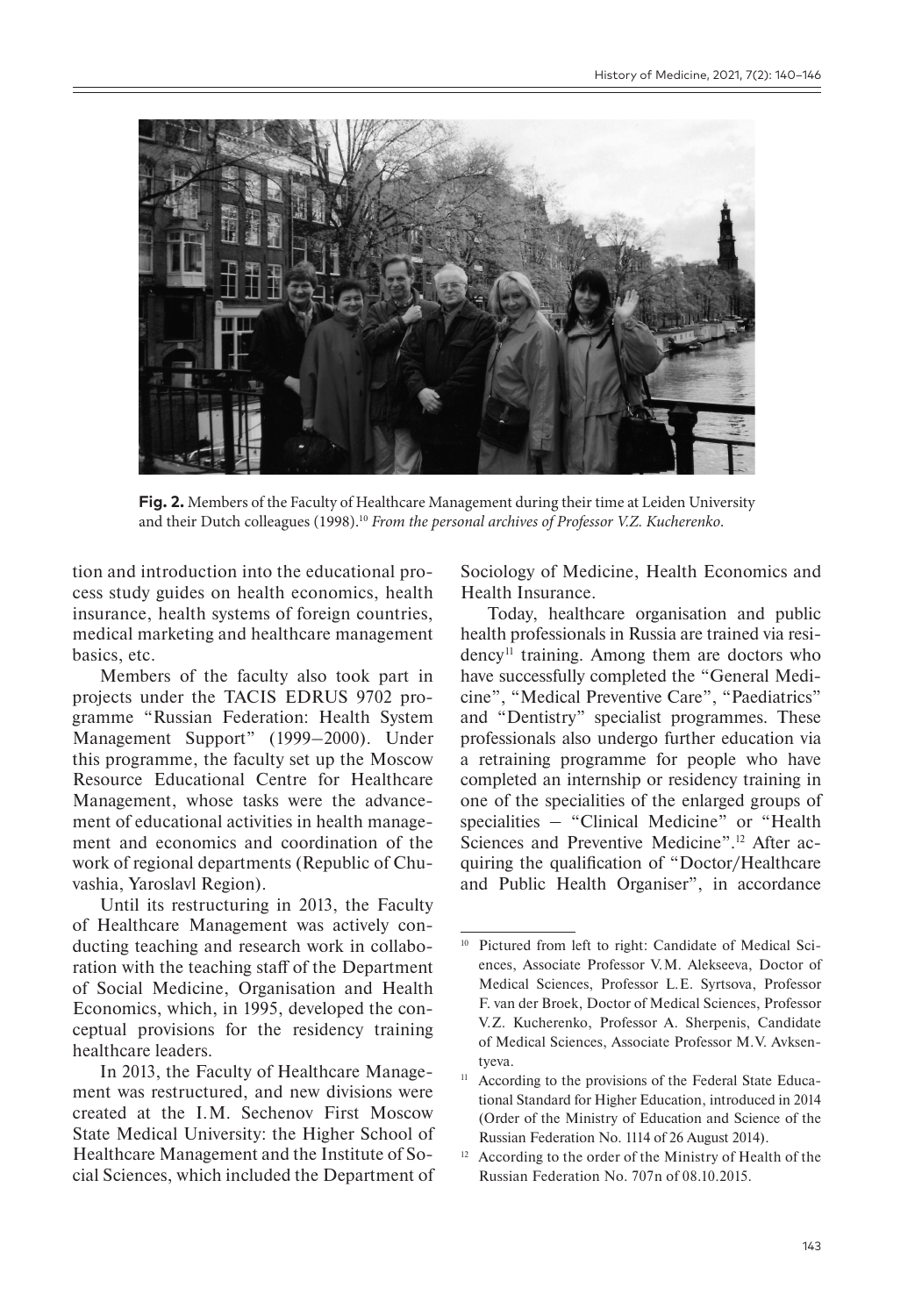**Fig. 2.** Members of the Faculty of Healthcare Management during their time at Leiden University and their Dutch colleagues (1998).[10] *From the personal archives of Professor V.Z. Kucherenko.*

tion and introduction into the educational process study guides on health economics, health insurance, health systems of foreign countries, medical marketing and healthcare management basics, etc.

Members of the faculty also took part in projects under the TACIS EDRUS 9702 programme "Russian Federation: Health System Management Support" (1999–2000). Under this programme, the faculty set up the Moscow Resource Educational Centre for Healthcare Management, whose tasks were the advancement of educational activities in health management and economics and coordination of the work of regional departments (Republic of Chuvashia, Yaroslavl Region).

Until its restructuring in 2013, the Faculty of Healthcare Management was actively conducting teaching and research work in collaboration with the teaching staff of the Department of Social Medicine, Organisation and Health Economics, which, in 1995, developed the conceptual provisions for the residency training healthcare leaders.

In 2013, the Faculty of Healthcare Management was restructured, and new divisions were created at the I.M. Sechenov First Moscow State Medical University: the Higher School of Healthcare Management and the Institute of Social Sciences, which included the Department of Sociology of Medicine, Health Economics and Health Insurance.

Today, healthcare organisation and public health professionals in Russia are trained via residency[11] training. Among them are doctors who have successfully completed the "General Medicine", "Medical Preventive Care", "Paediatrics" and "Dentistry" specialist programmes. These professionals also undergo further education via a retraining programme for people who have completed an internship or residency training in one of the specialities of the enlarged groups of specialities – "Clinical Medicine" or "Health Sciences and Preventive Medicine".[12] After acquiring the qualification of "Doctor/Healthcare and Public Health Organiser", in accordance

---

[10] Pictured from left to right: Candidate of Medical Sciences, Associate Professor V.M. Alekseeva, Doctor of Medical Sciences, Professor L.E. Syrtsova, Professor F. van der Broek, Doctor of Medical Sciences, Professor V.Z. Kucherenko, Professor A. Sherpenis, Candidate of Medical Sciences, Associate Professor M.V. Avksentyeva.

[11] According to the provisions of the Federal State Educational Standard for Higher Education, introduced in 2014 (Order of the Ministry of Education and Science of the Russian Federation No. 1114 of 26 August 2014).

[12] According to the order of the Ministry of Health of the Russian Federation No. 707n of 08.10.2015.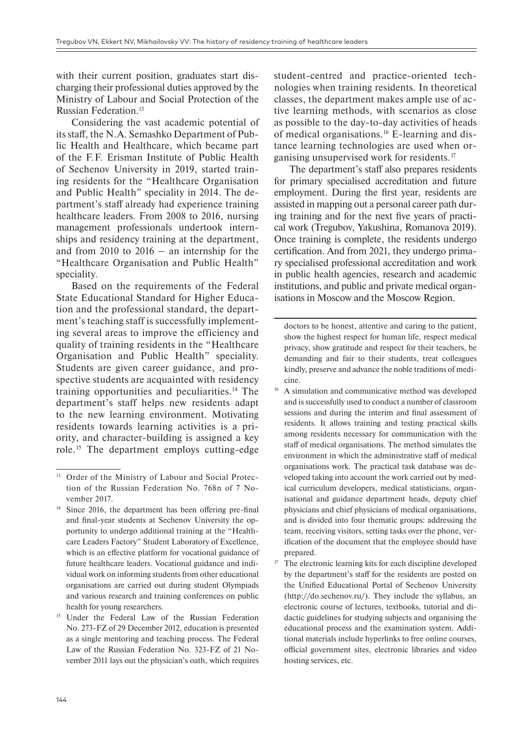with their current position, graduates start discharging their professional duties approved by the Ministry of Labour and Social Protection of the Russian Federation.[13]

Considering the vast academic potential of its staff, the N.A. Semashko Department of Public Health and Healthcare, which became part of the F.F. Erisman Institute of Public Health of Sechenov University in 2019, started training residents for the "Healthcare Organisation and Public Health" speciality in 2014. The department's staff already had experience training healthcare leaders. From 2008 to 2016, nursing management professionals undertook internships and residency training at the department, and from 2010 to 2016 – an internship for the "Healthcare Organisation and Public Health" speciality.

Based on the requirements of the Federal State Educational Standard for Higher Education and the professional standard, the department's teaching staff is successfully implementing several areas to improve the efficiency and quality of training residents in the "Healthcare Organisation and Public Health" speciality. Students are given career guidance, and prospective students are acquainted with residency training opportunities and peculiarities.[14] The department's staff helps new residents adapt to the new learning environment. Motivating residents towards learning activities is a priority, and character-building is assigned a key role.[15] The department employs cutting-edge student-centred and practice-oriented technologies when training residents. In theoretical classes, the department makes ample use of active learning methods, with scenarios as close as possible to the day-to-day activities of heads of medical organisations.[16] E-learning and distance learning technologies are used when organising unsupervised work for residents.[17]

The department's staff also prepares residents for primary specialised accreditation and future employment. During the first year, residents are assisted in mapping out a personal career path during training and for the next five years of practical work (Tregubov, Yakushina, Romanova 2019). Once training is complete, the residents undergo certification. And from 2021, they undergo primary specialised professional accreditation and work in public health agencies, research and academic institutions, and public and private medical organisations in Moscow and the Moscow Region.

---

[13] Order of the Ministry of Labour and Social Protection of the Russian Federation No. 768n of 7 November 2017.

[14] Since 2016, the department has been offering pre-final and final-year students at Sechenov University the opportunity to undergo additional training at the "Healthcare Leaders Factory" Student Laboratory of Excellence, which is an effective platform for vocational guidance of future healthcare leaders. Vocational guidance and individual work on informing students from other educational organisations are carried out during student Olympiads and various research and training conferences on public health for young researchers.

[15] Under the Federal Law of the Russian Federation No. 273-FZ of 29 December 2012, education is presented as a single mentoring and teaching process. The Federal Law of the Russian Federation No. 323-FZ of 21 November 2011 lays out the physician's oath, which requires doctors to be honest, attentive and caring to the patient, show the highest respect for human life, respect medical privacy, show gratitude and respect for their teachers, be demanding and fair to their students, treat colleagues kindly, preserve and advance the noble traditions of medicine.

[16] A simulation and communicative method was developed and is successfully used to conduct a number of classroom sessions and during the interim and final assessment of residents. It allows training and testing practical skills among residents necessary for communication with the staff of medical organisations. The method simulates the environment in which the administrative staff of medical organisations work. The practical task database was developed taking into account the work carried out by medical curriculum developers, medical statisticians, organisational and guidance department heads, deputy chief physicians and chief physicians of medical organisations, and is divided into four thematic groups: addressing the team, receiving visitors, setting tasks over the phone, verification of the document that the employee should have prepared.

[17] The electronic learning kits for each discipline developed by the department's staff for the residents are posted on the Unified Educational Portal of Sechenov University (http://do.sechenov.ru/). They include the syllabus, an electronic course of lectures, textbooks, tutorial and didactic guidelines for studying subjects and organising the educational process and the examination system. Additional materials include hyperlinks to free online courses, official government sites, electronic libraries and video hosting services, etc.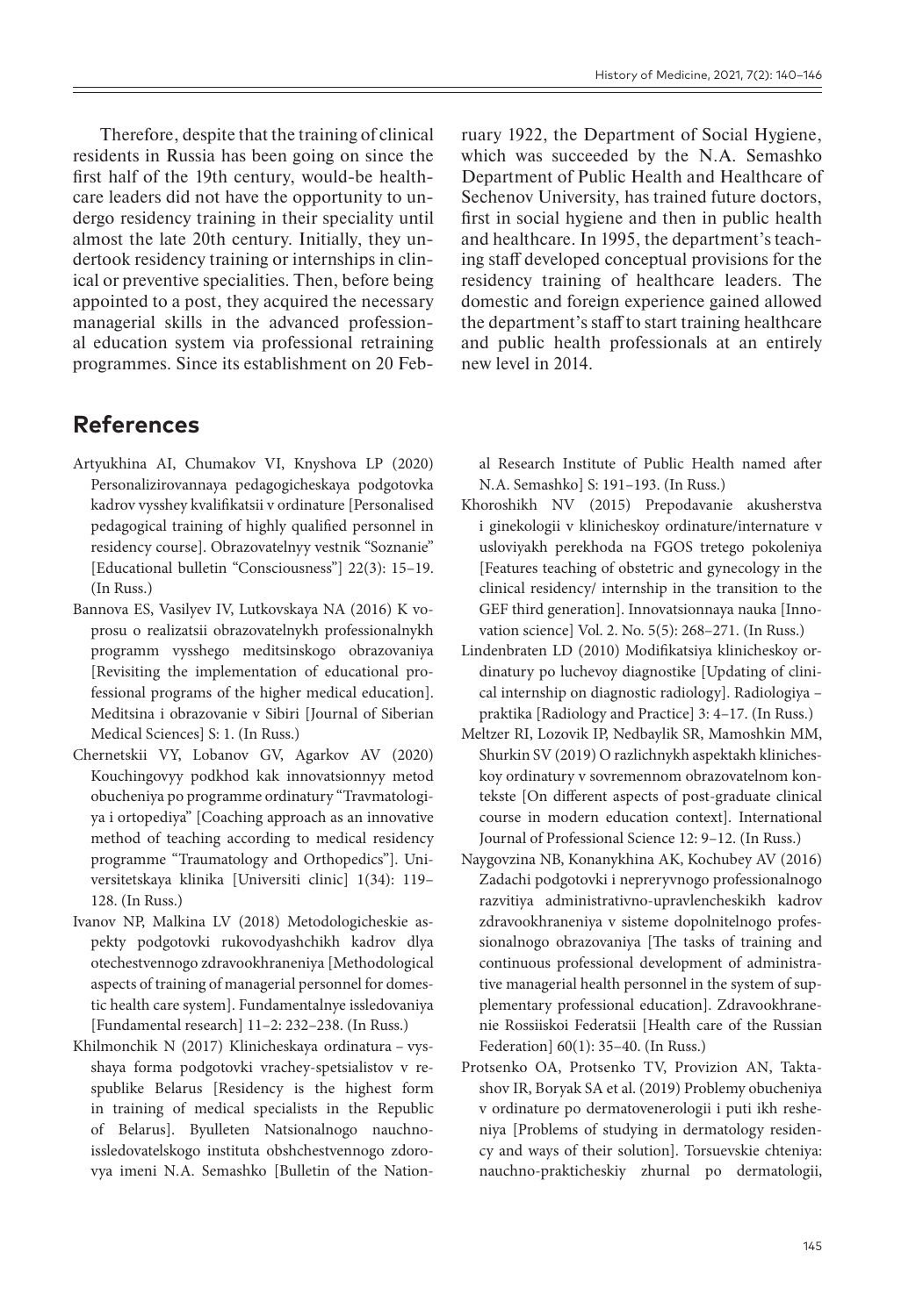Therefore, despite that the training of clinical residents in Russia has been going on since the first half of the 19th century, would-be healthcare leaders did not have the opportunity to undergo residency training in their speciality until almost the late 20th century. Initially, they undertook residency training or internships in clinical or preventive specialities. Then, before being appointed to a post, they acquired the necessary managerial skills in the advanced professional education system via professional retraining programmes. Since its establishment on 20 February 1922, the Department of Social Hygiene, which was succeeded by the N.A. Semashko Department of Public Health and Healthcare of Sechenov University, has trained future doctors, first in social hygiene and then in public health and healthcare. In 1995, the department's teaching staff developed conceptual provisions for the residency training of healthcare leaders. The domestic and foreign experience gained allowed the department's staff to start training healthcare and public health professionals at an entirely new level in 2014.

## References

- Artyukhina AI, Chumakov VI, Knyshova LP (2020) Personalizirovannaya pedagogicheskaya podgotovka kadrov vysshey kvalifikatsii v ordinature [Personalised pedagogical training of highly qualified personnel in residency course]. Obrazovatelnyy vestnik "Soznanie" [Educational bulletin "Consciousness"] 22(3): 15–19. (In Russ.)
- Bannova ES, Vasilyev IV, Lutkovskaya NA (2016) K voprosu o realizatsii obrazovatelnykh professionalnykh programm vysshego meditsinskogo obrazovaniya [Revisiting the implementation of educational professional programs of the higher medical education]. Meditsina i obrazovanie v Sibiri [Journal of Siberian Medical Sciences] S: 1. (In Russ.)
- Chernetskii VY, Lobanov GV, Agarkov AV (2020) Kouchingovyy podkhod kak innovatsionnyy metod obucheniya po programme ordinatury "Travmatologiya i ortopediya" [Coaching approach as an innovative method of teaching according to medical residency programme "Traumatology and Orthopedics"]. Universitetskaya klinika [Universiti clinic] 1(34): 119–128. (In Russ.)
- Ivanov NP, Malkina LV (2018) Metodologicheskie aspekty podgotovki rukovodyashchikh kadrov dlya otechestvennogo zdravookhraneniya [Methodological aspects of training of managerial personnel for domestic health care system]. Fundamentalnye issledovaniya [Fundamental research] 11–2: 232–238. (In Russ.)
- Khilmonchik N (2017) Klinicheskaya ordinatura – vysshaya forma podgotovki vrachey-spetsialistov v respublike Belarus [Residency is the highest form in training of medical specialists in the Republic of Belarus]. Byulleten Natsionalnogo nauchno-issledovatelskogo instituta obshchestvennogo zdorovya imeni N.A. Semashko [Bulletin of the National Research Institute of Public Health named after N.A. Semashko] S: 191–193. (In Russ.)
- Khoroshikh NV (2015) Prepodavanie akusherstva i ginekologii v klinicheskoy ordinature/internature v usloviyakh perekhoda na FGOS tretego pokoleniya [Features teaching of obstetric and gynecology in the clinical residency/ internship in the transition to the GEF third generation]. Innovatsionnaya nauka [Innovation science] Vol. 2. No. 5(5): 268–271. (In Russ.)
- Lindenbraten LD (2010) Modifikatsiya klinicheskoy ordinatury po luchevoy diagnostike [Updating of clinical internship on diagnostic radiology]. Radiologiya – praktika [Radiology and Practice] 3: 4–17. (In Russ.)
- Meltzer RI, Lozovik IP, Nedbaylik SR, Mamoshkin MM, Shurkin SV (2019) O razlichnykh aspektakh klinicheskoy ordinatury v sovremennom obrazovatelnom kontekste [On different aspects of post-graduate clinical course in modern education context]. International Journal of Professional Science 12: 9–12. (In Russ.)
- Naygovzina NB, Konanykhina AK, Kochubey AV (2016) Zadachi podgotovki i nepreryvnogo professionalnogo razvitiya administrativno-upravlencheskikh kadrov zdravookhraneniya v sisteme dopolnitelnogo professionalnogo obrazovaniya [The tasks of training and continuous professional development of administrative managerial health personnel in the system of supplementary professional education]. Zdravookhranenie Rossiiskoi Federatsii [Health care of the Russian Federation] 60(1): 35–40. (In Russ.)
- Protsenko OA, Protsenko TV, Provizion AN, Taktashov IR, Boryak SA et al. (2019) Problemy obucheniya v ordinature po dermatovenerologii i puti ikh resheniya [Problems of studying in dermatology residency and ways of their solution]. Torsuevskie chteniya: nauchno-prakticheskiy zhurnal po dermatologii,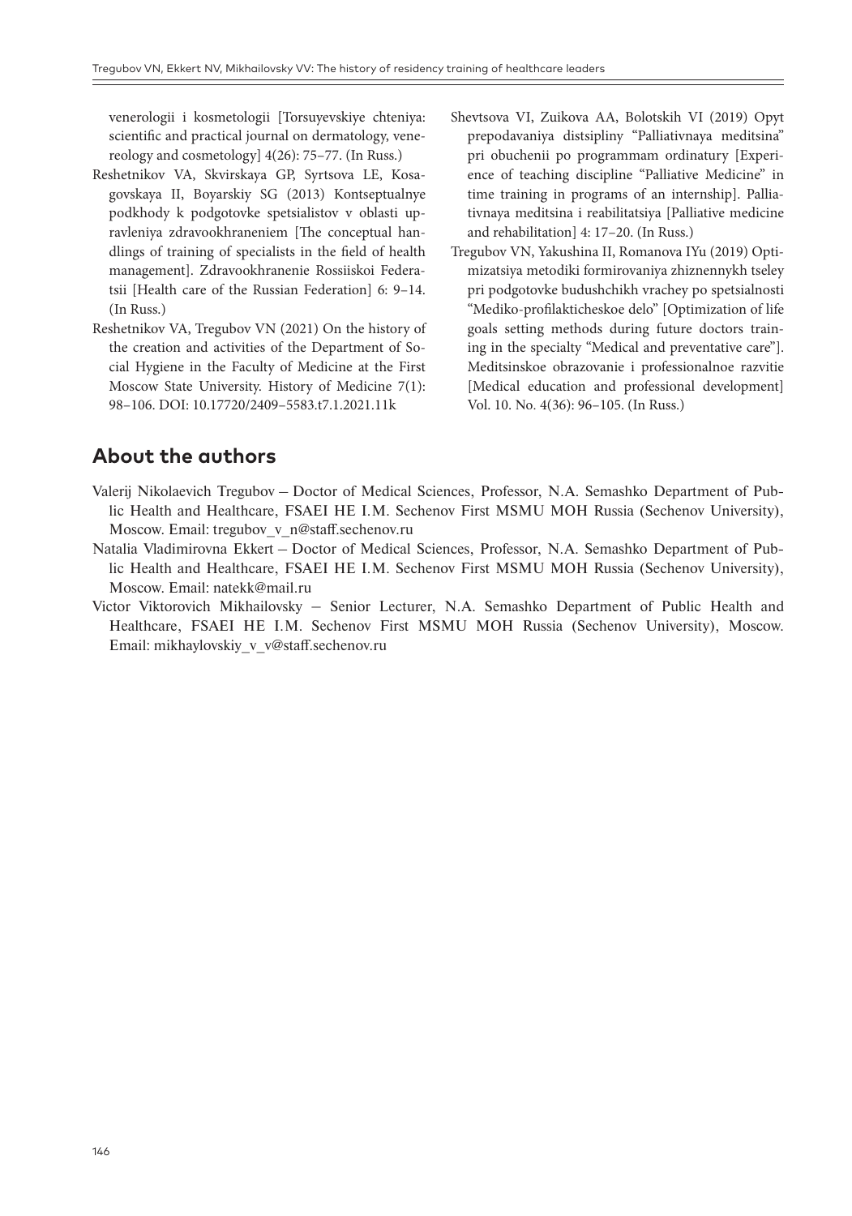venerologii i kosmetologii [Torsuyevskiye chteniya: scientific and practical journal on dermatology, venereology and cosmetology] 4(26): 75–77. (In Russ.)

Reshetnikov VA, Skvirskaya GP, Syrtsova LE, Kosagovskaya II, Boyarskiy SG (2013) Kontseptualnye podkhody k podgotovke spetsialistov v oblasti upravleniya zdravookhraneniem [The conceptual handlings of training of specialists in the field of health management]. Zdravookhranenie Rossiiskoi Federatsii [Health care of the Russian Federation] 6: 9–14. (In Russ.)

Reshetnikov VA, Tregubov VN (2021) On the history of the creation and activities of the Department of Social Hygiene in the Faculty of Medicine at the First Moscow State University. History of Medicine 7(1): 98–106. DOI: 10.17720/2409–5583.t7.1.2021.11k

Shevtsova VI, Zuikova AA, Bolotskih VI (2019) Opyt prepodavaniya distsipliny "Palliativnaya meditsina" pri obuchenii po programmam ordinatury [Experience of teaching discipline "Palliative Medicine" in time training in programs of an internship]. Palliativnaya meditsina i reabilitatsiya [Palliative medicine and rehabilitation] 4: 17–20. (In Russ.)

Tregubov VN, Yakushina II, Romanova IYu (2019) Optimizatsiya metodiki formirovaniya zhiznennykh tseley pri podgotovke budushchikh vrachey po spetsialnosti "Mediko-profilakticheskoe delo" [Optimization of life goals setting methods during future doctors training in the specialty "Medical and preventative care"]. Meditsinskoe obrazovanie i professionalnoe razvitie [Medical education and professional development] Vol. 10. No. 4(36): 96–105. (In Russ.)

## About the authors

Valerij Nikolaevich Tregubov – Doctor of Medical Sciences, Professor, N.A. Semashko Department of Public Health and Healthcare, FSAEI HE I.M. Sechenov First MSMU MOH Russia (Sechenov University), Moscow. Email: tregubov_v_n@staff.sechenov.ru

Natalia Vladimirovna Ekkert – Doctor of Medical Sciences, Professor, N.A. Semashko Department of Public Health and Healthcare, FSAEI HE I.M. Sechenov First MSMU MOH Russia (Sechenov University), Moscow. Email: natekk@mail.ru

Victor Viktorovich Mikhailovsky – Senior Lecturer, N.A. Semashko Department of Public Health and Healthcare, FSAEI HE I.M. Sechenov First MSMU MOH Russia (Sechenov University), Moscow. Email: mikhaylovskiy_v_v@staff.sechenov.ru